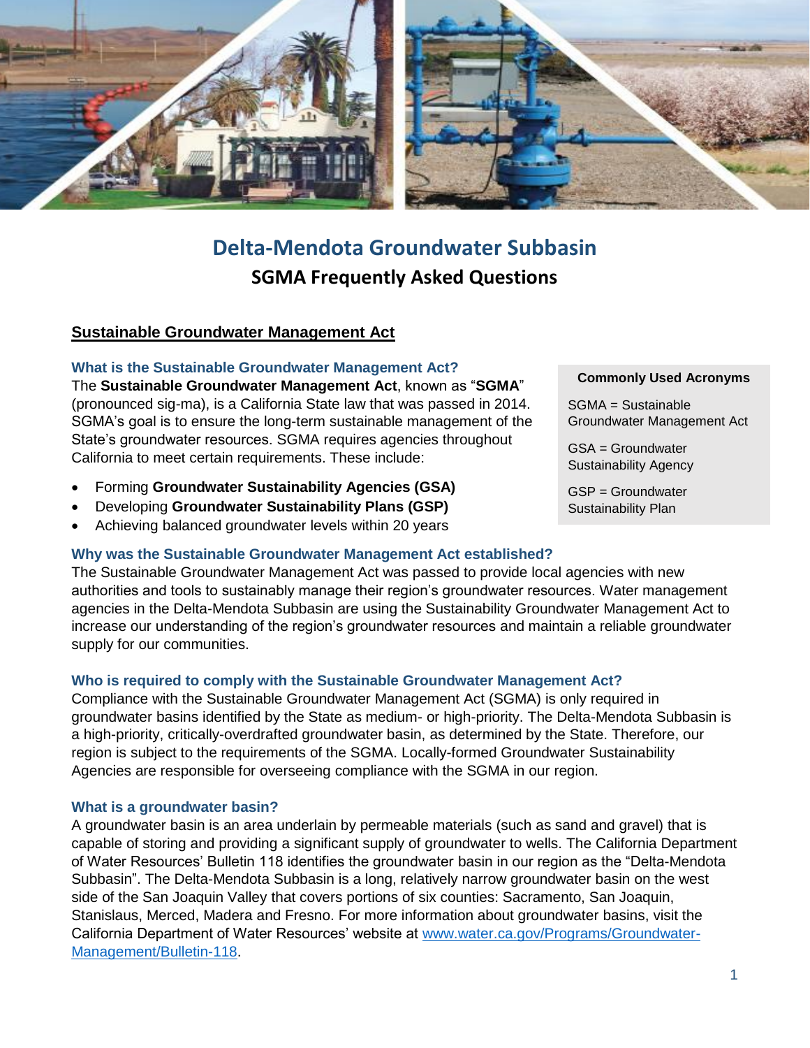# Delta-Mendota Groundwater Subbasin

## SGMA Frequently Asked Questions

### Sustainable Groundwater Management Act

**What is the Sustainable Groundwater Management Act?**

The **Sustainable Groundwater Management Act**, known as "**SGMA**" (pronounced sig-ma), is a California State law that was passed in 2014. SGMA's goal is to ensure the long-term sustainable management of the State's groundwater resources. SGMA requires agencies throughout California to meet certain requirements. These include:

- Forming **Groundwater Sustainability Agencies (GSA)**
- Developing **Groundwater Sustainability Plans (GSP)**
- Achieving balanced groundwater levels within 20 years

> **Commonly Used Acronyms**
>
> SGMA = Sustainable Groundwater Management Act
>
> GSA = Groundwater Sustainability Agency
>
> GSP = Groundwater Sustainability Plan

**Why was the Sustainable Groundwater Management Act established?**

The Sustainable Groundwater Management Act was passed to provide local agencies with new authorities and tools to sustainably manage their region's groundwater resources. Water management agencies in the Delta-Mendota Subbasin are using the Sustainability Groundwater Management Act to increase our understanding of the region's groundwater resources and maintain a reliable groundwater supply for our communities.

**Who is required to comply with the Sustainable Groundwater Management Act?**

Compliance with the Sustainable Groundwater Management Act (SGMA) is only required in groundwater basins identified by the State as medium- or high-priority. The Delta-Mendota Subbasin is a high-priority, critically-overdrafted groundwater basin, as determined by the State. Therefore, our region is subject to the requirements of the SGMA. Locally-formed Groundwater Sustainability Agencies are responsible for overseeing compliance with the SGMA in our region.

**What is a groundwater basin?**

A groundwater basin is an area underlain by permeable materials (such as sand and gravel) that is capable of storing and providing a significant supply of groundwater to wells. The California Department of Water Resources' Bulletin 118 identifies the groundwater basin in our region as the "Delta-Mendota Subbasin". The Delta-Mendota Subbasin is a long, relatively narrow groundwater basin on the west side of the San Joaquin Valley that covers portions of six counties: Sacramento, San Joaquin, Stanislaus, Merced, Madera and Fresno. For more information about groundwater basins, visit the California Department of Water Resources' website at [www.water.ca.gov/Programs/Groundwater-Management/Bulletin-118](www.water.ca.gov/Programs/Groundwater-Management/Bulletin-118).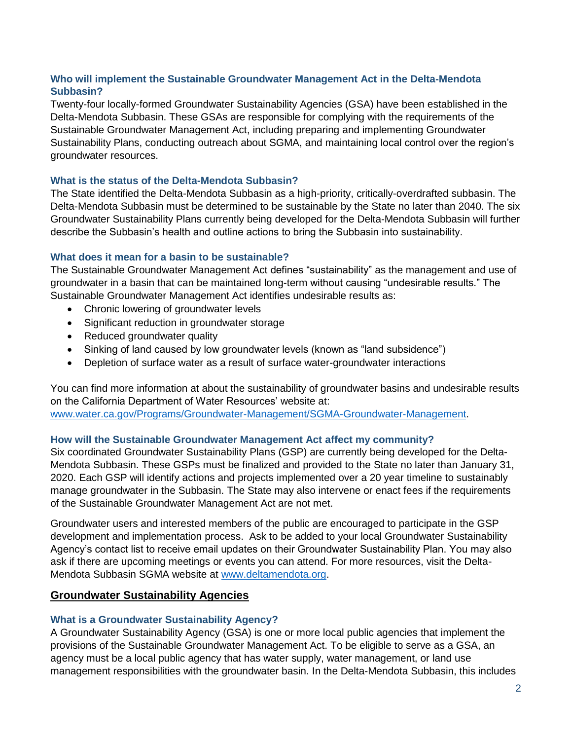### Who will implement the Sustainable Groundwater Management Act in the Delta-Mendota Subbasin?

Twenty-four locally-formed Groundwater Sustainability Agencies (GSA) have been established in the Delta-Mendota Subbasin. These GSAs are responsible for complying with the requirements of the Sustainable Groundwater Management Act, including preparing and implementing Groundwater Sustainability Plans, conducting outreach about SGMA, and maintaining local control over the region's groundwater resources.

### What is the status of the Delta-Mendota Subbasin?

The State identified the Delta-Mendota Subbasin as a high-priority, critically-overdrafted subbasin. The Delta-Mendota Subbasin must be determined to be sustainable by the State no later than 2040. The six Groundwater Sustainability Plans currently being developed for the Delta-Mendota Subbasin will further describe the Subbasin's health and outline actions to bring the Subbasin into sustainability.

### What does it mean for a basin to be sustainable?

The Sustainable Groundwater Management Act defines "sustainability" as the management and use of groundwater in a basin that can be maintained long-term without causing "undesirable results." The Sustainable Groundwater Management Act identifies undesirable results as:

- Chronic lowering of groundwater levels
- Significant reduction in groundwater storage
- Reduced groundwater quality
- Sinking of land caused by low groundwater levels (known as "land subsidence")
- Depletion of surface water as a result of surface water-groundwater interactions

You can find more information at about the sustainability of groundwater basins and undesirable results on the California Department of Water Resources' website at: [www.water.ca.gov/Programs/Groundwater-Management/SGMA-Groundwater-Management](www.water.ca.gov/Programs/Groundwater-Management/SGMA-Groundwater-Management).

### How will the Sustainable Groundwater Management Act affect my community?

Six coordinated Groundwater Sustainability Plans (GSP) are currently being developed for the Delta-Mendota Subbasin. These GSPs must be finalized and provided to the State no later than January 31, 2020. Each GSP will identify actions and projects implemented over a 20 year timeline to sustainably manage groundwater in the Subbasin. The State may also intervene or enact fees if the requirements of the Sustainable Groundwater Management Act are not met.

Groundwater users and interested members of the public are encouraged to participate in the GSP development and implementation process. Ask to be added to your local Groundwater Sustainability Agency's contact list to receive email updates on their Groundwater Sustainability Plan. You may also ask if there are upcoming meetings or events you can attend. For more resources, visit the Delta-Mendota Subbasin SGMA website at [www.deltamendota.org](www.deltamendota.org).

## Groundwater Sustainability Agencies

### What is a Groundwater Sustainability Agency?

A Groundwater Sustainability Agency (GSA) is one or more local public agencies that implement the provisions of the Sustainable Groundwater Management Act. To be eligible to serve as a GSA, an agency must be a local public agency that has water supply, water management, or land use management responsibilities with the groundwater basin. In the Delta-Mendota Subbasin, this includes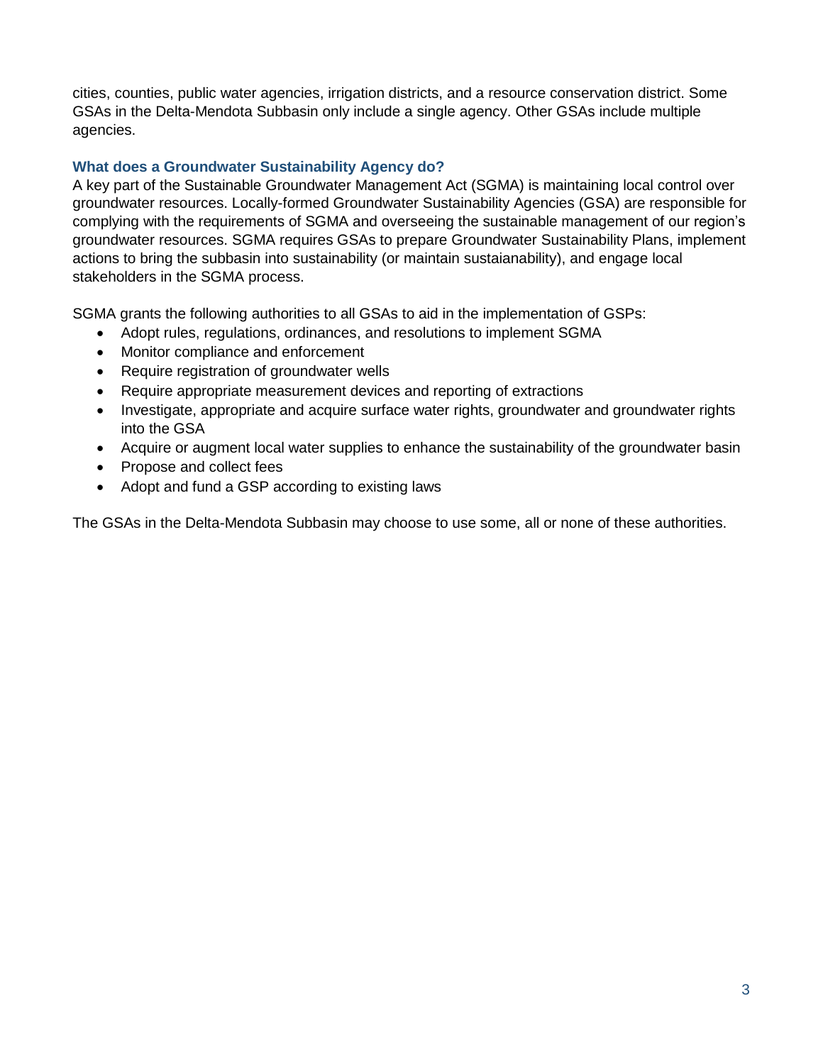cities, counties, public water agencies, irrigation districts, and a resource conservation district. Some GSAs in the Delta-Mendota Subbasin only include a single agency. Other GSAs include multiple agencies.

### What does a Groundwater Sustainability Agency do?

A key part of the Sustainable Groundwater Management Act (SGMA) is maintaining local control over groundwater resources. Locally-formed Groundwater Sustainability Agencies (GSA) are responsible for complying with the requirements of SGMA and overseeing the sustainable management of our region's groundwater resources. SGMA requires GSAs to prepare Groundwater Sustainability Plans, implement actions to bring the subbasin into sustainability (or maintain sustaianability), and engage local stakeholders in the SGMA process.

SGMA grants the following authorities to all GSAs to aid in the implementation of GSPs:

- Adopt rules, regulations, ordinances, and resolutions to implement SGMA
- Monitor compliance and enforcement
- Require registration of groundwater wells
- Require appropriate measurement devices and reporting of extractions
- Investigate, appropriate and acquire surface water rights, groundwater and groundwater rights into the GSA
- Acquire or augment local water supplies to enhance the sustainability of the groundwater basin
- Propose and collect fees
- Adopt and fund a GSP according to existing laws

The GSAs in the Delta-Mendota Subbasin may choose to use some, all or none of these authorities.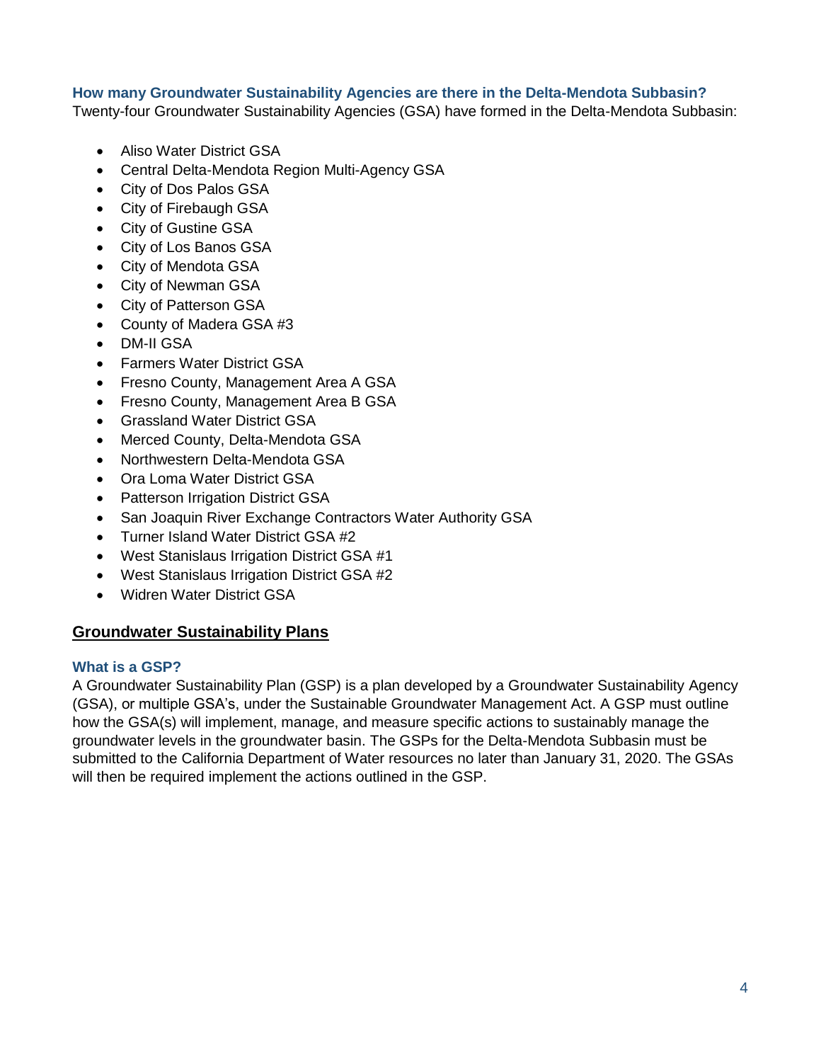### How many Groundwater Sustainability Agencies are there in the Delta-Mendota Subbasin?

Twenty-four Groundwater Sustainability Agencies (GSA) have formed in the Delta-Mendota Subbasin:

- Aliso Water District GSA
- Central Delta-Mendota Region Multi-Agency GSA
- City of Dos Palos GSA
- City of Firebaugh GSA
- City of Gustine GSA
- City of Los Banos GSA
- City of Mendota GSA
- City of Newman GSA
- City of Patterson GSA
- County of Madera GSA #3
- DM-II GSA
- Farmers Water District GSA
- Fresno County, Management Area A GSA
- Fresno County, Management Area B GSA
- Grassland Water District GSA
- Merced County, Delta-Mendota GSA
- Northwestern Delta-Mendota GSA
- Ora Loma Water District GSA
- Patterson Irrigation District GSA
- San Joaquin River Exchange Contractors Water Authority GSA
- Turner Island Water District GSA #2
- West Stanislaus Irrigation District GSA #1
- West Stanislaus Irrigation District GSA #2
- Widren Water District GSA

## Groundwater Sustainability Plans

### What is a GSP?

A Groundwater Sustainability Plan (GSP) is a plan developed by a Groundwater Sustainability Agency (GSA), or multiple GSA's, under the Sustainable Groundwater Management Act. A GSP must outline how the GSA(s) will implement, manage, and measure specific actions to sustainably manage the groundwater levels in the groundwater basin. The GSPs for the Delta-Mendota Subbasin must be submitted to the California Department of Water resources no later than January 31, 2020. The GSAs will then be required implement the actions outlined in the GSP.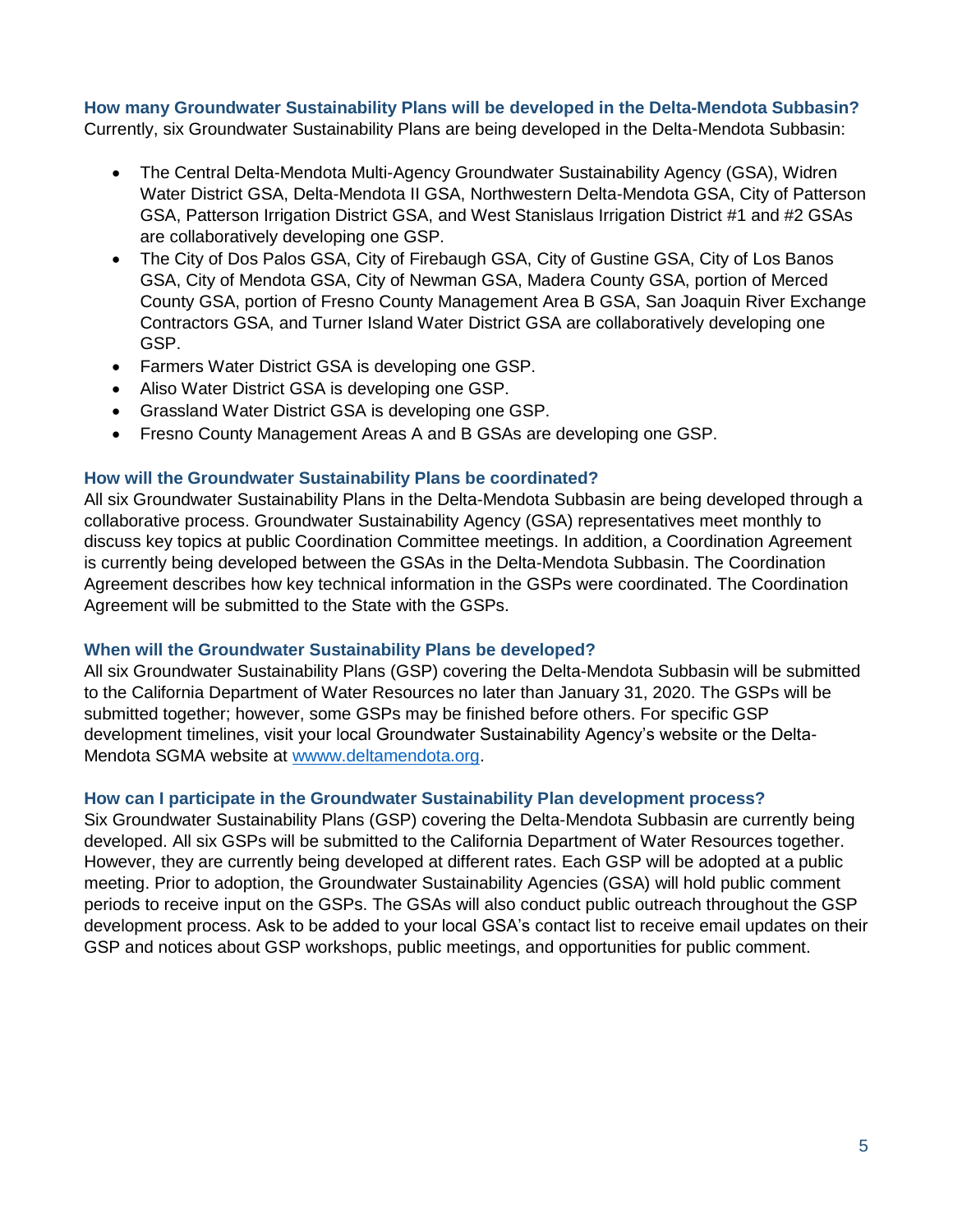### How many Groundwater Sustainability Plans will be developed in the Delta-Mendota Subbasin?

Currently, six Groundwater Sustainability Plans are being developed in the Delta-Mendota Subbasin:

- The Central Delta-Mendota Multi-Agency Groundwater Sustainability Agency (GSA), Widren Water District GSA, Delta-Mendota II GSA, Northwestern Delta-Mendota GSA, City of Patterson GSA, Patterson Irrigation District GSA, and West Stanislaus Irrigation District #1 and #2 GSAs are collaboratively developing one GSP.
- The City of Dos Palos GSA, City of Firebaugh GSA, City of Gustine GSA, City of Los Banos GSA, City of Mendota GSA, City of Newman GSA, Madera County GSA, portion of Merced County GSA, portion of Fresno County Management Area B GSA, San Joaquin River Exchange Contractors GSA, and Turner Island Water District GSA are collaboratively developing one GSP.
- Farmers Water District GSA is developing one GSP.
- Aliso Water District GSA is developing one GSP.
- Grassland Water District GSA is developing one GSP.
- Fresno County Management Areas A and B GSAs are developing one GSP.

### How will the Groundwater Sustainability Plans be coordinated?

All six Groundwater Sustainability Plans in the Delta-Mendota Subbasin are being developed through a collaborative process. Groundwater Sustainability Agency (GSA) representatives meet monthly to discuss key topics at public Coordination Committee meetings. In addition, a Coordination Agreement is currently being developed between the GSAs in the Delta-Mendota Subbasin. The Coordination Agreement describes how key technical information in the GSPs were coordinated. The Coordination Agreement will be submitted to the State with the GSPs.

### When will the Groundwater Sustainability Plans be developed?

All six Groundwater Sustainability Plans (GSP) covering the Delta-Mendota Subbasin will be submitted to the California Department of Water Resources no later than January 31, 2020. The GSPs will be submitted together; however, some GSPs may be finished before others. For specific GSP development timelines, visit your local Groundwater Sustainability Agency's website or the Delta-Mendota SGMA website at [wwww.deltamendota.org](wwww.deltamendota.org).

### How can I participate in the Groundwater Sustainability Plan development process?

Six Groundwater Sustainability Plans (GSP) covering the Delta-Mendota Subbasin are currently being developed. All six GSPs will be submitted to the California Department of Water Resources together. However, they are currently being developed at different rates. Each GSP will be adopted at a public meeting. Prior to adoption, the Groundwater Sustainability Agencies (GSA) will hold public comment periods to receive input on the GSPs. The GSAs will also conduct public outreach throughout the GSP development process. Ask to be added to your local GSA's contact list to receive email updates on their GSP and notices about GSP workshops, public meetings, and opportunities for public comment.